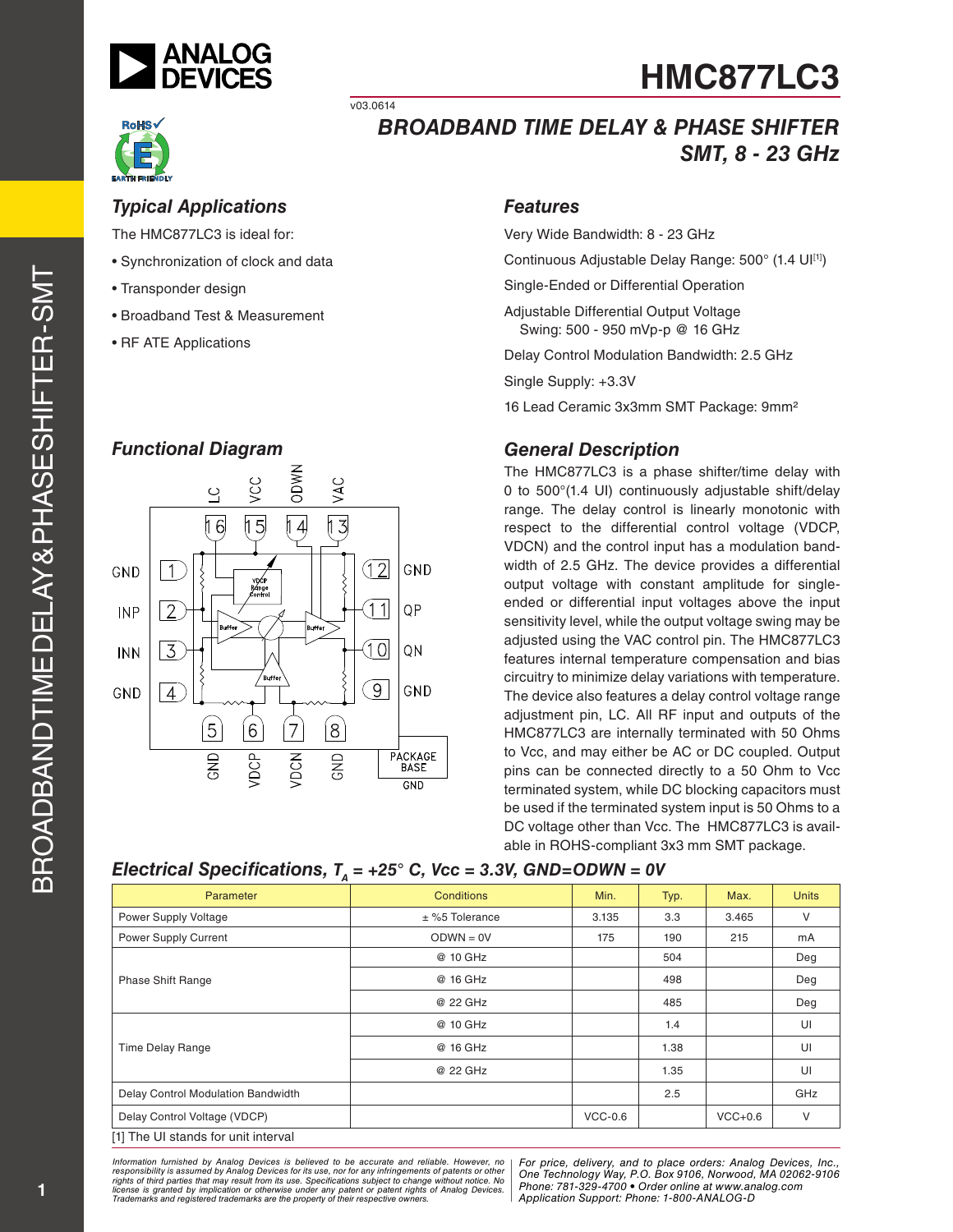# HMC877LC3

v03.0614

## BROADBAND TIME DELAY & PHASE SHIFTER SMT, 8 - 23 GHz

### Typical Applications

The HMC877LC3 is ideal for:

- Synchronization of clock and data
- Transponder design
- Broadband Test & Measurement
- RF ATE Applications

### Features

Very Wide Bandwidth: 8 - 23 GHz

Continuous Adjustable Delay Range: 500° (1.4 UI[1])

Single-Ended or Differential Operation

Adjustable Differential Output Voltage
Swing: 500 - 950 mVp-p @ 16 GHz

Delay Control Modulation Bandwidth: 2.5 GHz

Single Supply: +3.3V

16 Lead Ceramic 3x3mm SMT Package: 9mm²

### Functional Diagram

### General Description

The HMC877LC3 is a phase shifter/time delay with 0 to 500°(1.4 UI) continuously adjustable shift/delay range. The delay control is linearly monotonic with respect to the differential control voltage (VDCP, VDCN) and the control input has a modulation bandwidth of 2.5 GHz. The device provides a differential output voltage with constant amplitude for single-ended or differential input voltages above the input sensitivity level, while the output voltage swing may be adjusted using the VAC control pin. The HMC877LC3 features internal temperature compensation and bias circuitry to minimize delay variations with temperature. The device also features a delay control voltage range adjustment pin, LC. All RF input and outputs of the HMC877LC3 are internally terminated with 50 Ohms to Vcc, and may either be AC or DC coupled. Output pins can be connected directly to a 50 Ohm to Vcc terminated system, while DC blocking capacitors must be used if the terminated system input is 50 Ohms to a DC voltage other than Vcc. The HMC877LC3 is available in ROHS-compliant 3x3 mm SMT package.

### Electrical Specifications, $T_A$ = +25° C, Vcc = 3.3V, GND=ODWN = 0V

| Parameter | Conditions | Min. | Typ. | Max. | Units |
|---|---|---|---|---|---|
| Power Supply Voltage | ± %5 Tolerance | 3.135 | 3.3 | 3.465 | V |
| Power Supply Current | ODWN = 0V | 175 | 190 | 215 | mA |
| Phase Shift Range | @ 10 GHz | | 504 | | Deg |
| | @ 16 GHz | | 498 | | Deg |
| | @ 22 GHz | | 485 | | Deg |
| Time Delay Range | @ 10 GHz | | 1.4 | | UI |
| | @ 16 GHz | | 1.38 | | UI |
| | @ 22 GHz | | 1.35 | | UI |
| Delay Control Modulation Bandwidth | | | 2.5 | | GHz |
| Delay Control Voltage (VDCP) | | VCC-0.6 | | VCC+0.6 | V |

[1] The UI stands for unit interval

*Information furnished by Analog Devices is believed to be accurate and reliable. However, no responsibility is assumed by Analog Devices for its use, nor for any infringements of patents or other rights of third parties that may result from its use. Specifications subject to change without notice. No license is granted by implication or otherwise under any patent or patent rights of Analog Devices. Trademarks and registered trademarks are the property of their respective owners.*

*For price, delivery, and to place orders: Analog Devices, Inc., One Technology Way, P.O. Box 9106, Norwood, MA 02062-9106 Phone: 781-329-4700 • Order online at www.analog.com Application Support: Phone: 1-800-ANALOG-D*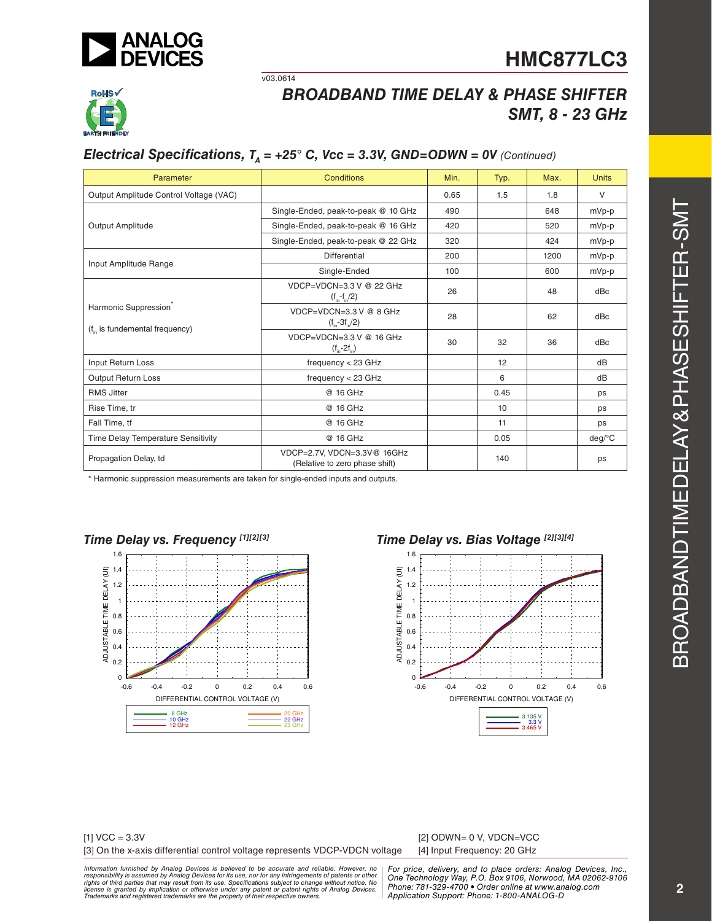## Electrical Specifications, $T_A$ = +25° C, Vcc = 3.3V, GND=ODWN = 0V (Continued)

| Parameter | Conditions | Min. | Typ. | Max. | Units |
|---|---|---|---|---|---|
| Output Amplitude Control Voltage (VAC) | | 0.65 | 1.5 | 1.8 | V |
| Output Amplitude | Single-Ended, peak-to-peak @ 10 GHz | 490 | | 648 | mVp-p |
| | Single-Ended, peak-to-peak @ 16 GHz | 420 | | 520 | mVp-p |
| | Single-Ended, peak-to-peak @ 22 GHz | 320 | | 424 | mVp-p |
| Input Amplitude Range | Differential | 200 | | 1200 | mVp-p |
| | Single-Ended | 100 | | 600 | mVp-p |
| Harmonic Suppression* ($f_{in}$ is fundemental frequency) | VDCP=VDCN=3.3 V @ 22 GHz ($f_{in}$-$f_{in}$/2) | 26 | | 48 | dBc |
| | VDCP=VDCN=3.3 V @ 8 GHz ($f_{in}$-3$f_{in}$/2) | 28 | | 62 | dBc |
| | VDCP=VDCN=3.3 V @ 16 GHz ($f_{in}$-2$f_{in}$) | 30 | 32 | 36 | dBc |
| Input Return Loss | frequency < 23 GHz | | 12 | | dB |
| Output Return Loss | frequency < 23 GHz | | 6 | | dB |
| RMS Jitter | @ 16 GHz | | 0.45 | | ps |
| Rise Time, tr | @ 16 GHz | | 10 | | ps |
| Fall Time, tf | @ 16 GHz | | 11 | | ps |
| Time Delay Temperature Sensitivity | @ 16 GHz | | 0.05 | | deg/°C |
| Propagation Delay, td | VDCP=2.7V, VDCN=3.3V@ 16GHz (Relative to zero phase shift) | | 140 | | ps |

\* Harmonic suppression measurements are taken for single-ended inputs and outputs.

### Time Delay vs. Frequency [1][2][3]

### Time Delay vs. Bias Voltage [2][3][4]

[1] VCC = 3.3V

[2] ODWN= 0 V, VDCN=VCC

[3] On the x-axis differential control voltage represents VDCP-VDCN voltage

[4] Input Frequency: 20 GHz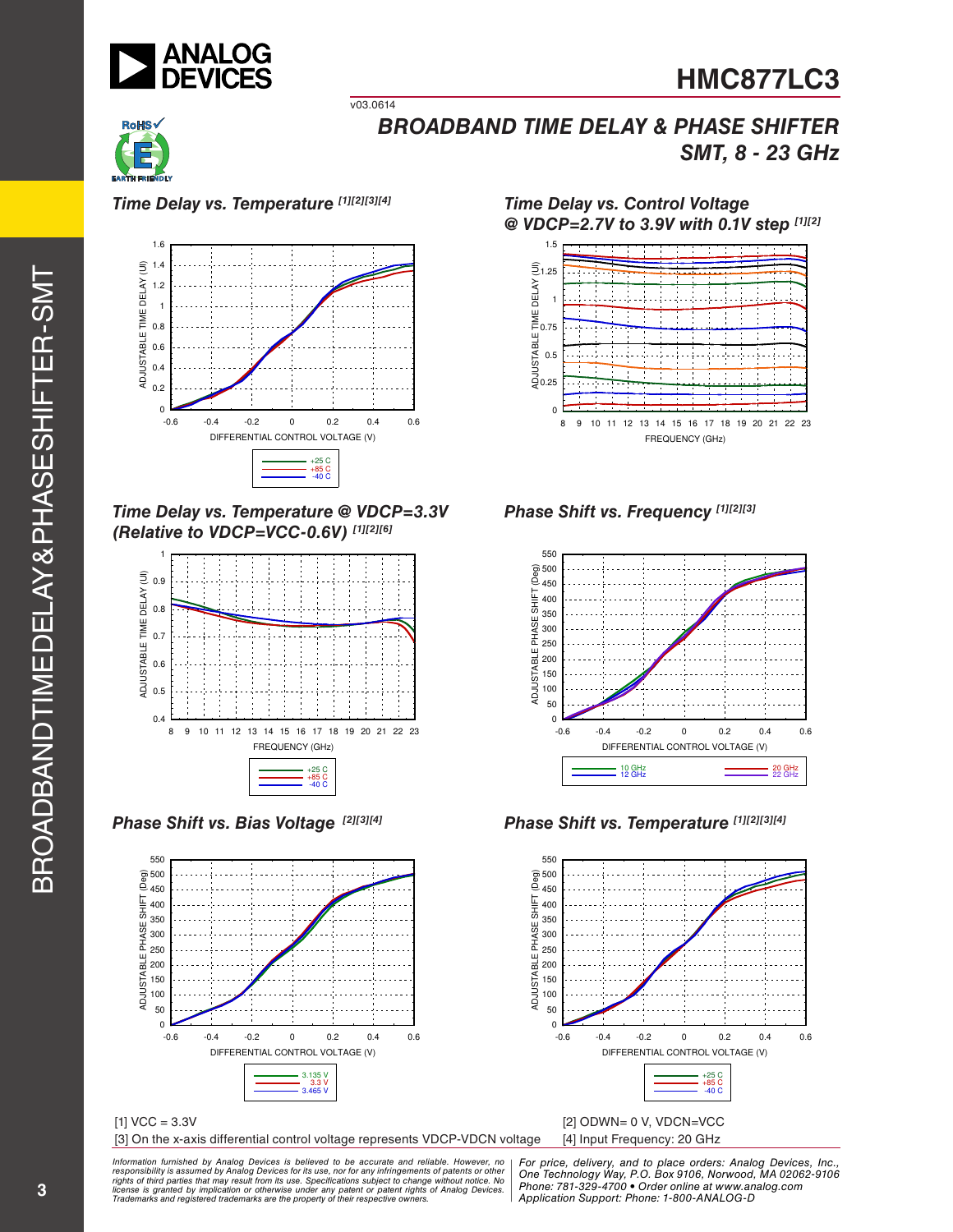# HMC877LC3

v03.0614

## BROADBAND TIME DELAY & PHASE SHIFTER SMT, 8 - 23 GHz

### Time Delay vs. Temperature [1][2][3][4]

ADJUSTABLE TIME DELAY (UI) vs. DIFFERENTIAL CONTROL VOLTAGE (V)

+25 C, +85 C, -40 C

### Time Delay vs. Control Voltage @ VDCP=2.7V to 3.9V with 0.1V step [1][2]

ADJUSTABLE TIME DELAY (UI) vs. FREQUENCY (GHz)

### Time Delay vs. Temperature @ VDCP=3.3V (Relative to VDCP=VCC-0.6V) [1][2][6]

ADJUSTABLE TIME DELAY (UI) vs. FREQUENCY (GHz)

+25 C, +85 C, -40 C

### Phase Shift vs. Frequency [1][2][3]

ADJUSTABLE PHASE SHIFT (Deg) vs. DIFFERENTIAL CONTROL VOLTAGE (V)

10 GHz, 12 GHz, 20 GHz, 22 GHz

### Phase Shift vs. Bias Voltage [2][3][4]

ADJUSTABLE PHASE SHIFT (Deg) vs. DIFFERENTIAL CONTROL VOLTAGE (V)

3.135 V, 3.3 V, 3.465 V

### Phase Shift vs. Temperature [1][2][3][4]

ADJUSTABLE PHASE SHIFT (Deg) vs. DIFFERENTIAL CONTROL VOLTAGE (V)

+25 C, +85 C, -40 C

[1] VCC = 3.3V
[2] ODWN= 0 V, VDCN=VCC
[3] On the x-axis differential control voltage represents VDCP-VDCN voltage
[4] Input Frequency: 20 GHz

*Information furnished by Analog Devices is believed to be accurate and reliable. However, no responsibility is assumed by Analog Devices for its use, nor for any infringements of patents or other rights of third parties that may result from its use. Specifications subject to change without notice. No license is granted by implication or otherwise under any patent or patent rights of Analog Devices. Trademarks and registered trademarks are the property of their respective owners.*

*For price, delivery, and to place orders: Analog Devices, Inc., One Technology Way, P.O. Box 9106, Norwood, MA 02062-9106 Phone: 781-329-4700 • Order online at www.analog.com Application Support: Phone: 1-800-ANALOG-D*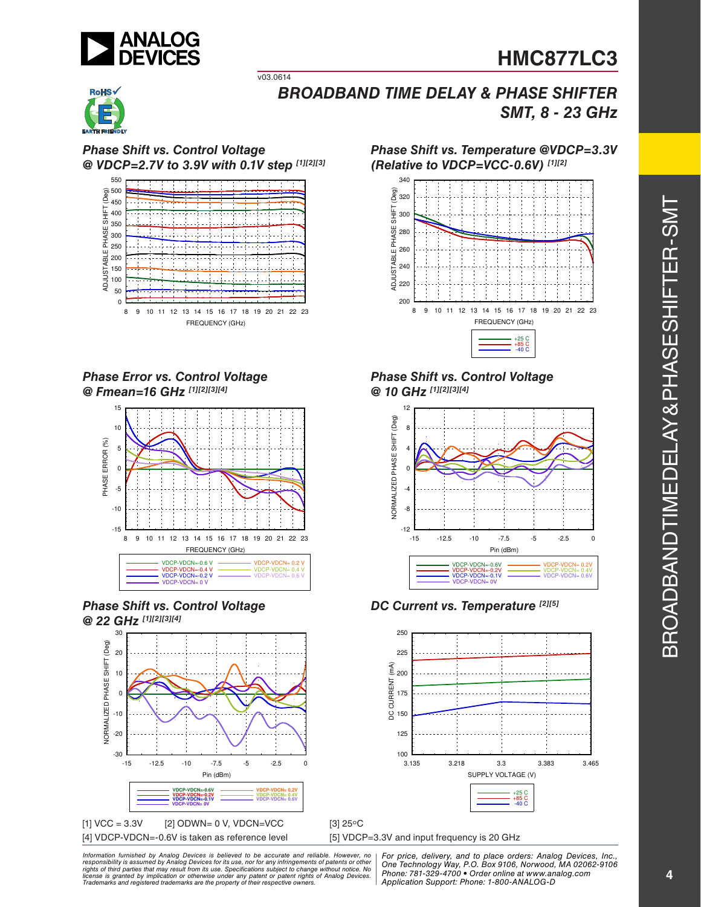# HMC877LC3

v03.0614

## BROADBAND TIME DELAY & PHASE SHIFTER SMT, 8 - 23 GHz

### Phase Shift vs. Control Voltage @ VDCP=2.7V to 3.9V with 0.1V step [1][2][3]

### Phase Shift vs. Temperature @VDCP=3.3V (Relative to VDCP=VCC-0.6V) [1][2]

### Phase Error vs. Control Voltage @ Fmean=16 GHz [1][2][3][4]

### Phase Shift vs. Control Voltage @ 10 GHz [1][2][3][4]

### Phase Shift vs. Control Voltage @ 22 GHz [1][2][3][4]

### DC Current vs. Temperature [2][5]

[1] VCC = 3.3V  [2] ODWN= 0 V, VDCN=VCC  [3] 25°C

[4] VDCP-VDCN=-0.6V is taken as reference level  [5] VDCP=3.3V and input frequency is 20 GHz

*Information furnished by Analog Devices is believed to be accurate and reliable. However, no responsibility is assumed by Analog Devices for its use, nor for any infringements of patents or other rights of third parties that may result from its use. Specifications subject to change without notice. No license is granted by implication or otherwise under any patent or patent rights of Analog Devices. Trademarks and registered trademarks are the property of their respective owners.*

*For price, delivery, and to place orders: Analog Devices, Inc., One Technology Way, P.O. Box 9106, Norwood, MA 02062-9106 Phone: 781-329-4700 • Order online at www.analog.com Application Support: Phone: 1-800-ANALOG-D*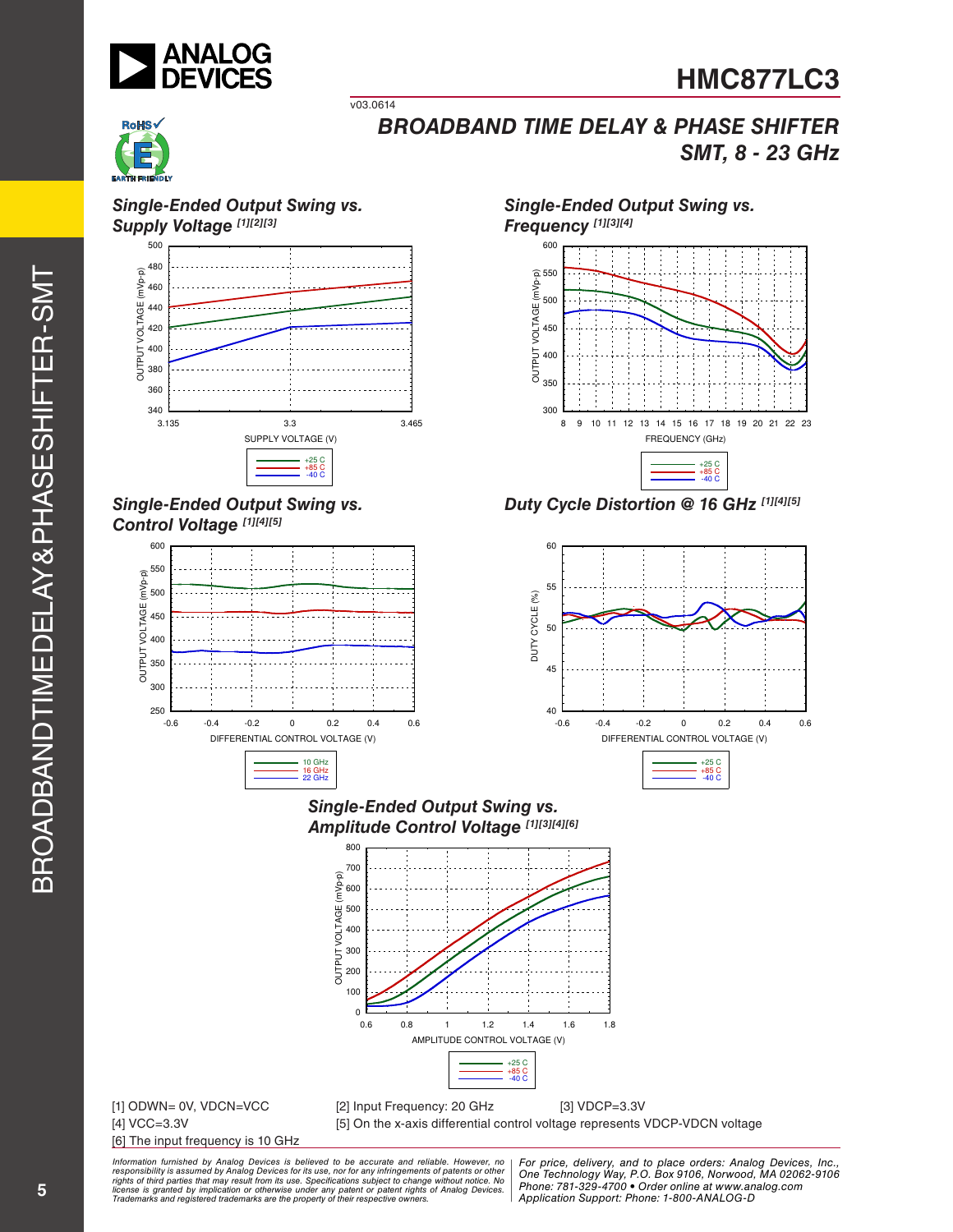#### Single-Ended Output Swing vs. Supply Voltage [1][2][3]

#### Single-Ended Output Swing vs. Frequency [1][3][4]

#### Single-Ended Output Swing vs. Control Voltage [1][4][5]

#### Duty Cycle Distortion @ 16 GHz [1][4][5]

#### Single-Ended Output Swing vs. Amplitude Control Voltage [1][3][4][6]

[1] ODWN= 0V, VDCN=VCC
[2] Input Frequency: 20 GHz
[3] VDCP=3.3V
[4] VCC=3.3V
[5] On the x-axis differential control voltage represents VDCP-VDCN voltage
[6] The input frequency is 10 GHz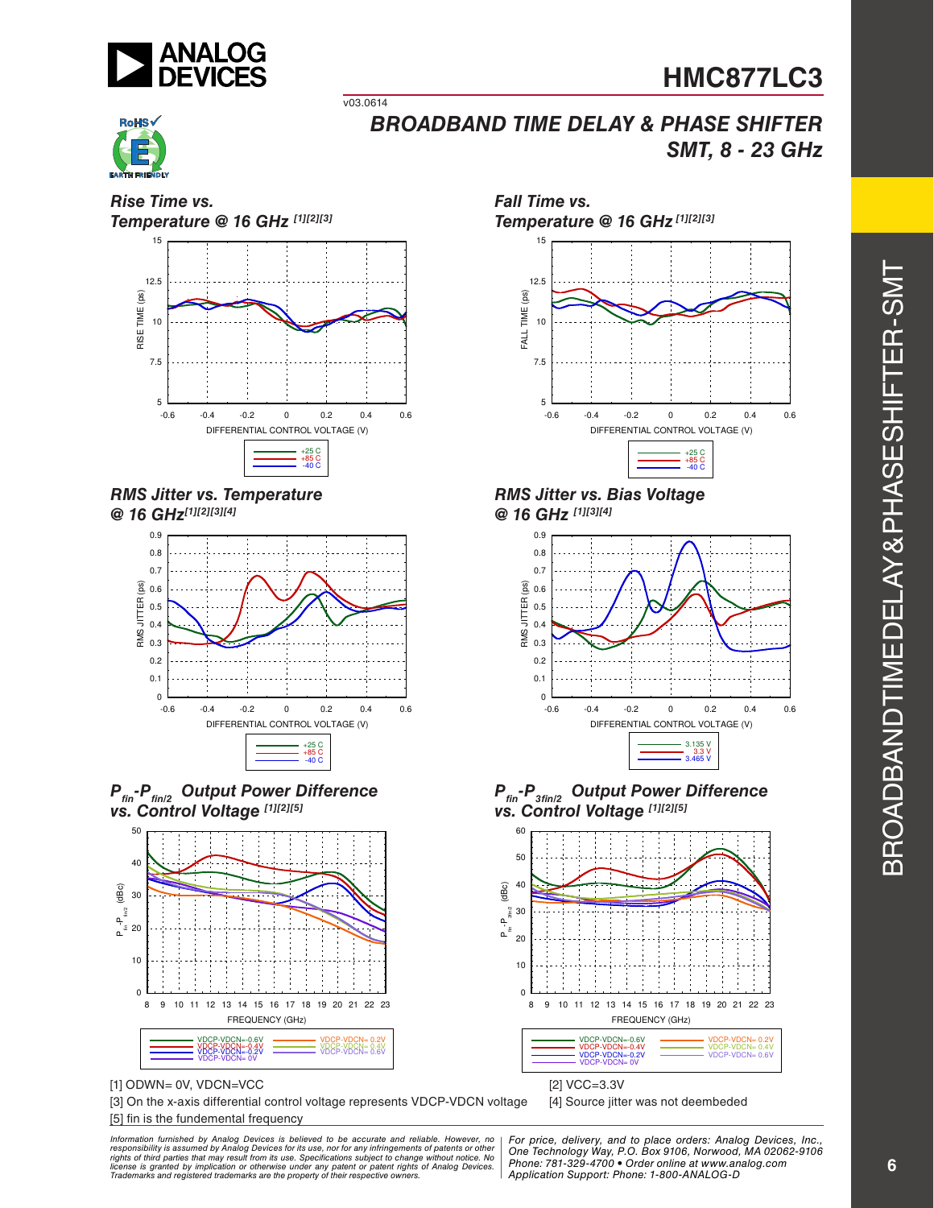## Rise Time vs. Temperature @ 16 GHz [1][2][3]

RISE TIME (ps)

DIFFERENTIAL CONTROL VOLTAGE (V)

+25 C
+85 C
-40 C

## Fall Time vs. Temperature @ 16 GHz [1][2][3]

FALL TIME (ps)

DIFFERENTIAL CONTROL VOLTAGE (V)

+25 C
+85 C
-40 C

## RMS Jitter vs. Temperature @ 16 GHz[1][2][3][4]

RMS JITTER (ps)

DIFFERENTIAL CONTROL VOLTAGE (V)

+25 C
+85 C
-40 C

## RMS Jitter vs. Bias Voltage @ 16 GHz [1][3][4]

RMS JITTER (ps)

DIFFERENTIAL CONTROL VOLTAGE (V)

3.135 V
3.3 V
3.465 V

## $P_{fin}$-$P_{fin/2}$ Output Power Difference vs. Control Voltage [1][2][5]

$P_{fin}$-$P_{fin/2}$ (dBc)

FREQUENCY (GHz)

VDCP-VDCN=-0.6V
VDCP-VDCN=-0.4V
VDCP-VDCN=-0.2V
VDCP-VDCN= 0V
VDCP-VDCN= 0.2V
VDCP-VDCN= 0.4V
VDCP-VDCN= 0.6V

## $P_{fin}$-$P_{3fin/2}$ Output Power Difference vs. Control Voltage [1][2][5]

$P_{fin}$-$P_{3fin/2}$ (dBc)

FREQUENCY (GHz)

VDCP-VDCN=-0.6V
VDCP-VDCN=-0.4V
VDCP-VDCN=-0.2V
VDCP-VDCN= 0V
VDCP-VDCN= 0.2V
VDCP-VDCN= 0.4V
VDCP-VDCN= 0.6V

[1] ODWN= 0V, VDCN=VCC

[2] VCC=3.3V

[3] On the x-axis differential control voltage represents VDCP-VDCN voltage

[4] Source jitter was not deembeded

[5] fin is the fundemental frequency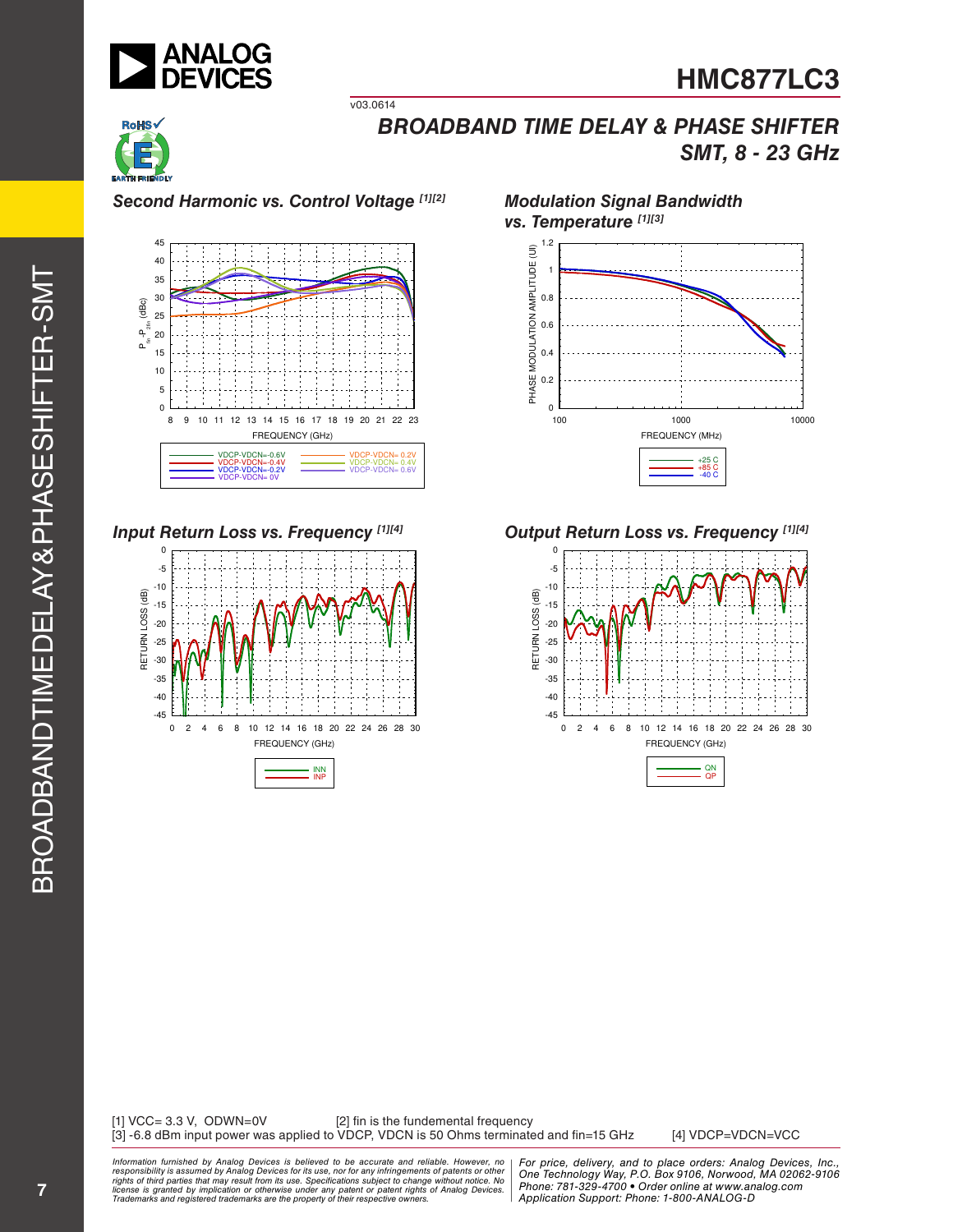## Second Harmonic vs. Control Voltage [1][2]

## Modulation Signal Bandwidth vs. Temperature [1][3]

## Input Return Loss vs. Frequency [1][4]

## Output Return Loss vs. Frequency [1][4]

[1] VCC= 3.3 V, ODWN=0V [2] fin is the fundemental frequency
[3] -6.8 dBm input power was applied to VDCP, VDCN is 50 Ohms terminated and fin=15 GHz [4] VDCP=VDCN=VCC

*Information furnished by Analog Devices is believed to be accurate and reliable. However, no responsibility is assumed by Analog Devices for its use, nor for any infringements of patents or other rights of third parties that may result from its use. Specifications subject to change without notice. No license is granted by implication or otherwise under any patent or patent rights of Analog Devices. Trademarks and registered trademarks are the property of their respective owners.*

*For price, delivery, and to place orders: Analog Devices, Inc., One Technology Way, P.O. Box 9106, Norwood, MA 02062-9106 Phone: 781-329-4700 • Order online at www.analog.com Application Support: Phone: 1-800-ANALOG-D*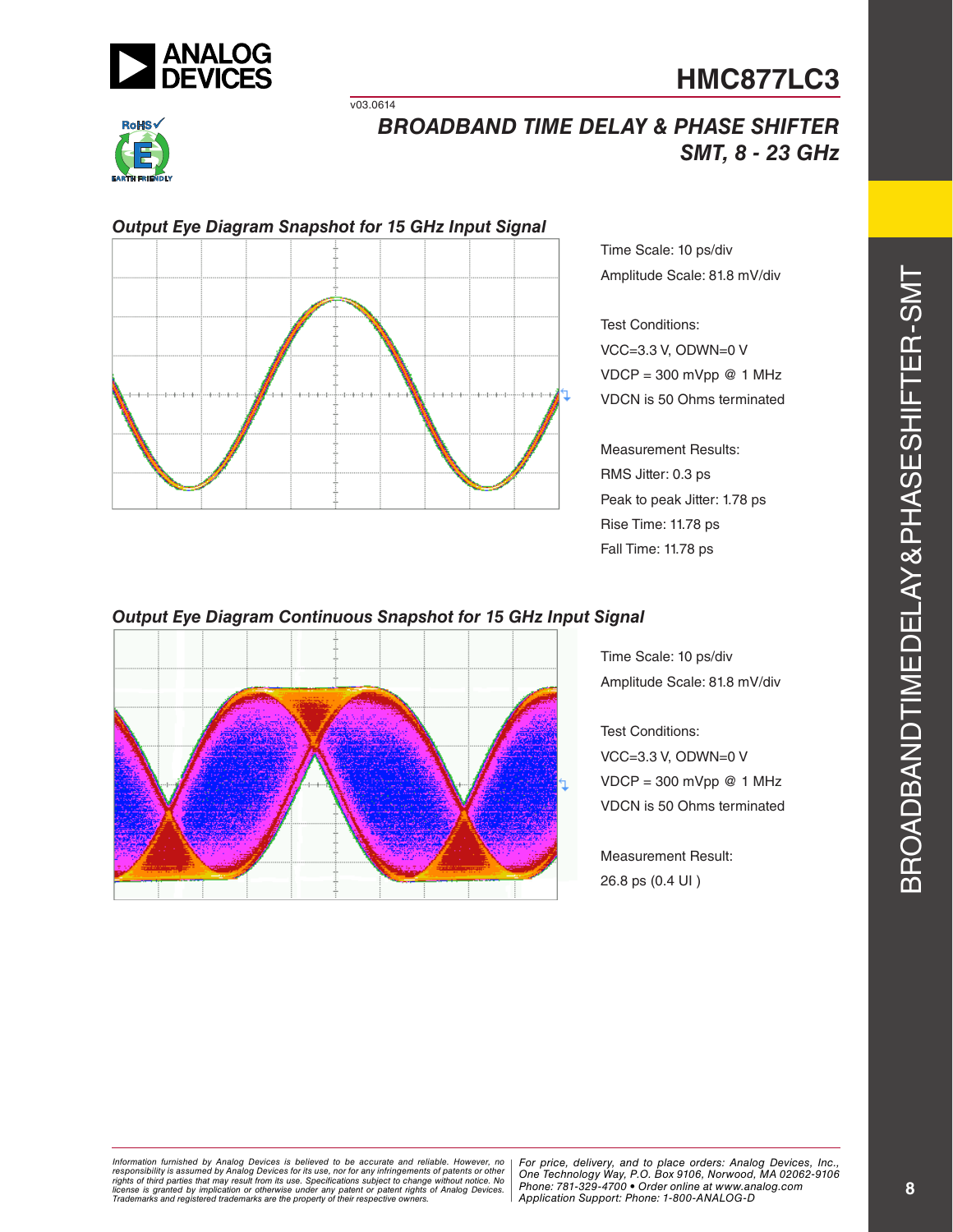### Output Eye Diagram Snapshot for 15 GHz Input Signal

Time Scale: 10 ps/div
Amplitude Scale: 81.8 mV/div

Test Conditions:
VCC=3.3 V, ODWN=0 V
VDCP = 300 mVpp @ 1 MHz
VDCN is 50 Ohms terminated

Measurement Results:
RMS Jitter: 0.3 ps
Peak to peak Jitter: 1.78 ps
Rise Time: 11.78 ps
Fall Time: 11.78 ps

### Output Eye Diagram Continuous Snapshot for 15 GHz Input Signal

Time Scale: 10 ps/div
Amplitude Scale: 81.8 mV/div

Test Conditions:
VCC=3.3 V, ODWN=0 V
VDCP = 300 mVpp @ 1 MHz
VDCN is 50 Ohms terminated

Measurement Result:
26.8 ps (0.4 UI )

*Information furnished by Analog Devices is believed to be accurate and reliable. However, no responsibility is assumed by Analog Devices for its use, nor for any infringements of patents or other rights of third parties that may result from its use. Specifications subject to change without notice. No license is granted by implication or otherwise under any patent or patent rights of Analog Devices. Trademarks and registered trademarks are the property of their respective owners.*

*For price, delivery, and to place orders: Analog Devices, Inc., One Technology Way, P.O. Box 9106, Norwood, MA 02062-9106 Phone: 781-329-4700 • Order online at www.analog.com Application Support: Phone: 1-800-ANALOG-D*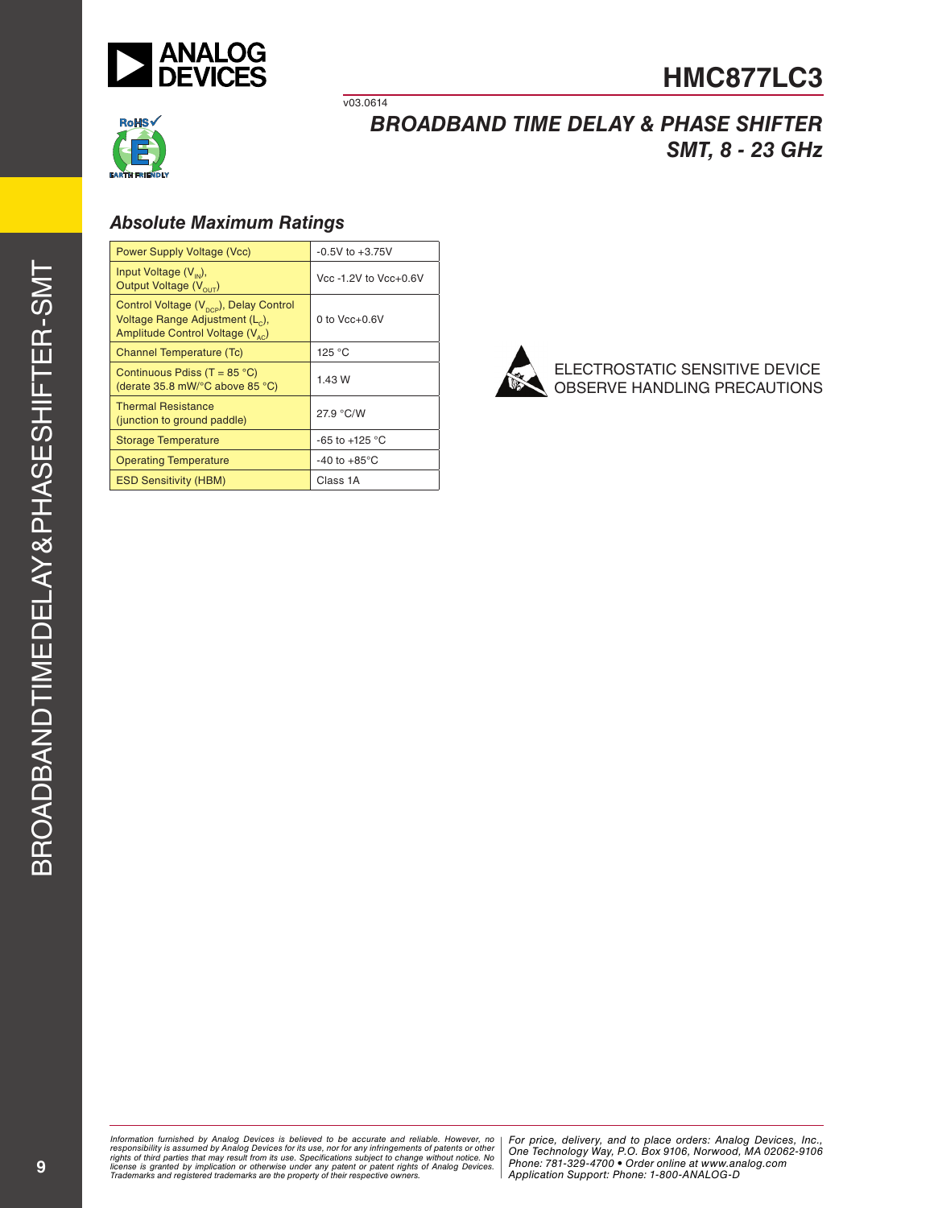## Absolute Maximum Ratings

| Parameter | Rating |
|---|---|
| Power Supply Voltage (Vcc) | -0.5V to +3.75V |
| Input Voltage ($V_{IN}$), Output Voltage ($V_{OUT}$) | Vcc -1.2V to Vcc+0.6V |
| Control Voltage ($V_{DCP}$), Delay Control Voltage Range Adjustment ($L_C$), Amplitude Control Voltage ($V_{AC}$) | 0 to Vcc+0.6V |
| Channel Temperature (Tc) | 125 °C |
| Continuous Pdiss (T = 85 °C) (derate 35.8 mW/°C above 85 °C) | 1.43 W |
| Thermal Resistance (junction to ground paddle) | 27.9 °C/W |
| Storage Temperature | -65 to +125 °C |
| Operating Temperature | -40 to +85°C |
| ESD Sensitivity (HBM) | Class 1A |

ELECTROSTATIC SENSITIVE DEVICE
OBSERVE HANDLING PRECAUTIONS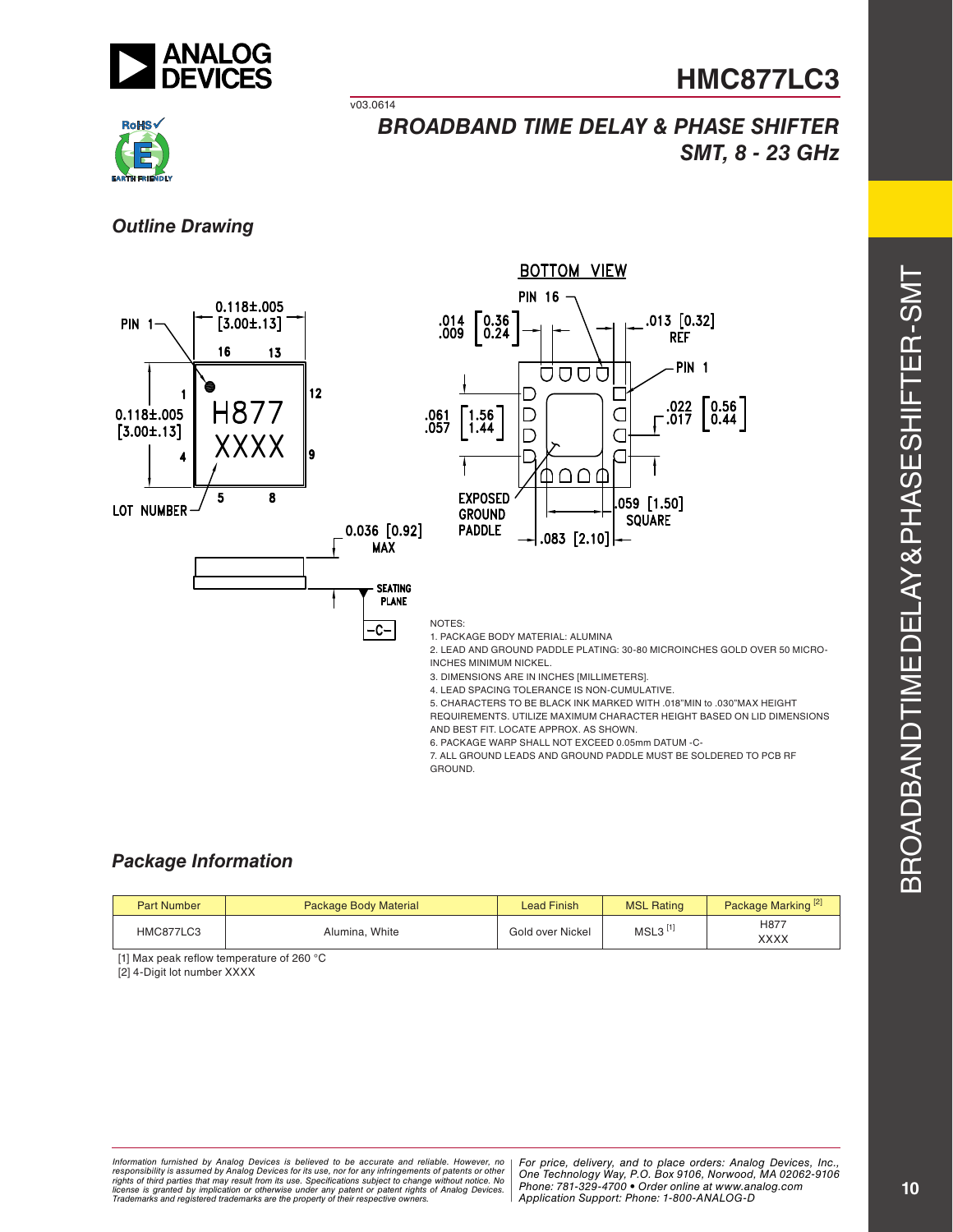# HMC877LC3

v03.0614

## BROADBAND TIME DELAY & PHASE SHIFTER SMT, 8 - 23 GHz

### Outline Drawing

NOTES:
1. PACKAGE BODY MATERIAL: ALUMINA
2. LEAD AND GROUND PADDLE PLATING: 30-80 MICROINCHES GOLD OVER 50 MICRO-INCHES MINIMUM NICKEL.
3. DIMENSIONS ARE IN INCHES [MILLIMETERS].
4. LEAD SPACING TOLERANCE IS NON-CUMULATIVE.
5. CHARACTERS TO BE BLACK INK MARKED WITH .018"MIN to .030"MAX HEIGHT REQUIREMENTS. UTILIZE MAXIMUM CHARACTER HEIGHT BASED ON LID DIMENSIONS AND BEST FIT. LOCATE APPROX. AS SHOWN.
6. PACKAGE WARP SHALL NOT EXCEED 0.05mm DATUM -C-
7. ALL GROUND LEADS AND GROUND PADDLE MUST BE SOLDERED TO PCB RF GROUND.

### Package Information

| Part Number | Package Body Material | Lead Finish | MSL Rating | Package Marking [2] |
|---|---|---|---|---|
| HMC877LC3 | Alumina, White | Gold over Nickel | MSL3 [1] | H877<br>XXXX |

[1] Max peak reflow temperature of 260 °C

[2] 4-Digit lot number XXXX

*Information furnished by Analog Devices is believed to be accurate and reliable. However, no responsibility is assumed by Analog Devices for its use, nor for any infringements of patents or other rights of third parties that may result from its use. Specifications subject to change without notice. No license is granted by implication or otherwise under any patent or patent rights of Analog Devices. Trademarks and registered trademarks are the property of their respective owners.*

*For price, delivery, and to place orders: Analog Devices, Inc., One Technology Way, P.O. Box 9106, Norwood, MA 02062-9106 Phone: 781-329-4700 • Order online at www.analog.com Application Support: Phone: 1-800-ANALOG-D*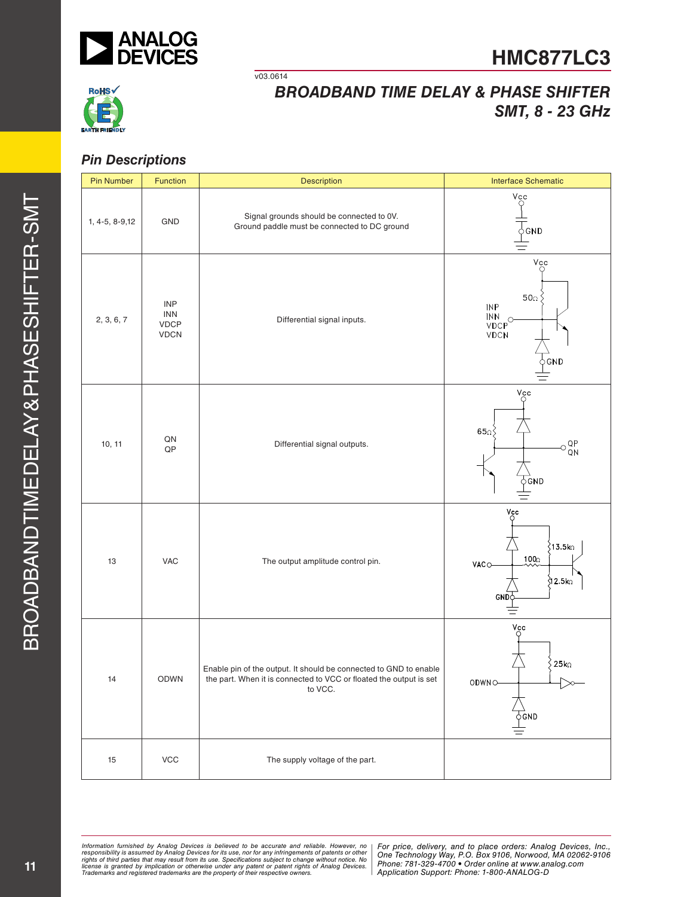# HMC877LC3

v03.0614

## BROADBAND TIME DELAY & PHASE SHIFTER SMT, 8 - 23 GHz

### Pin Descriptions

| Pin Number | Function | Description | Interface Schematic |
|---|---|---|---|
| 1, 4-5, 8-9,12 | GND | Signal grounds should be connected to 0V. Ground paddle must be connected to DC ground | |
| 2, 3, 6, 7 | INP<br>INN<br>VDCP<br>VDCN | Differential signal inputs. | |
| 10, 11 | QN<br>QP | Differential signal outputs. | |
| 13 | VAC | The output amplitude control pin. | |
| 14 | ODWN | Enable pin of the output. It should be connected to GND to enable the part. When it is connected to VCC or floated the output is set to VCC. | |
| 15 | VCC | The supply voltage of the part. | |

*Information furnished by Analog Devices is believed to be accurate and reliable. However, no responsibility is assumed by Analog Devices for its use, nor for any infringements of patents or other rights of third parties that may result from its use. Specifications subject to change without notice. No license is granted by implication or otherwise under any patent or patent rights of Analog Devices. Trademarks and registered trademarks are the property of their respective owners.*

*For price, delivery, and to place orders: Analog Devices, Inc., One Technology Way, P.O. Box 9106, Norwood, MA 02062-9106 Phone: 781-329-4700 • Order online at www.analog.com Application Support: Phone: 1-800-ANALOG-D*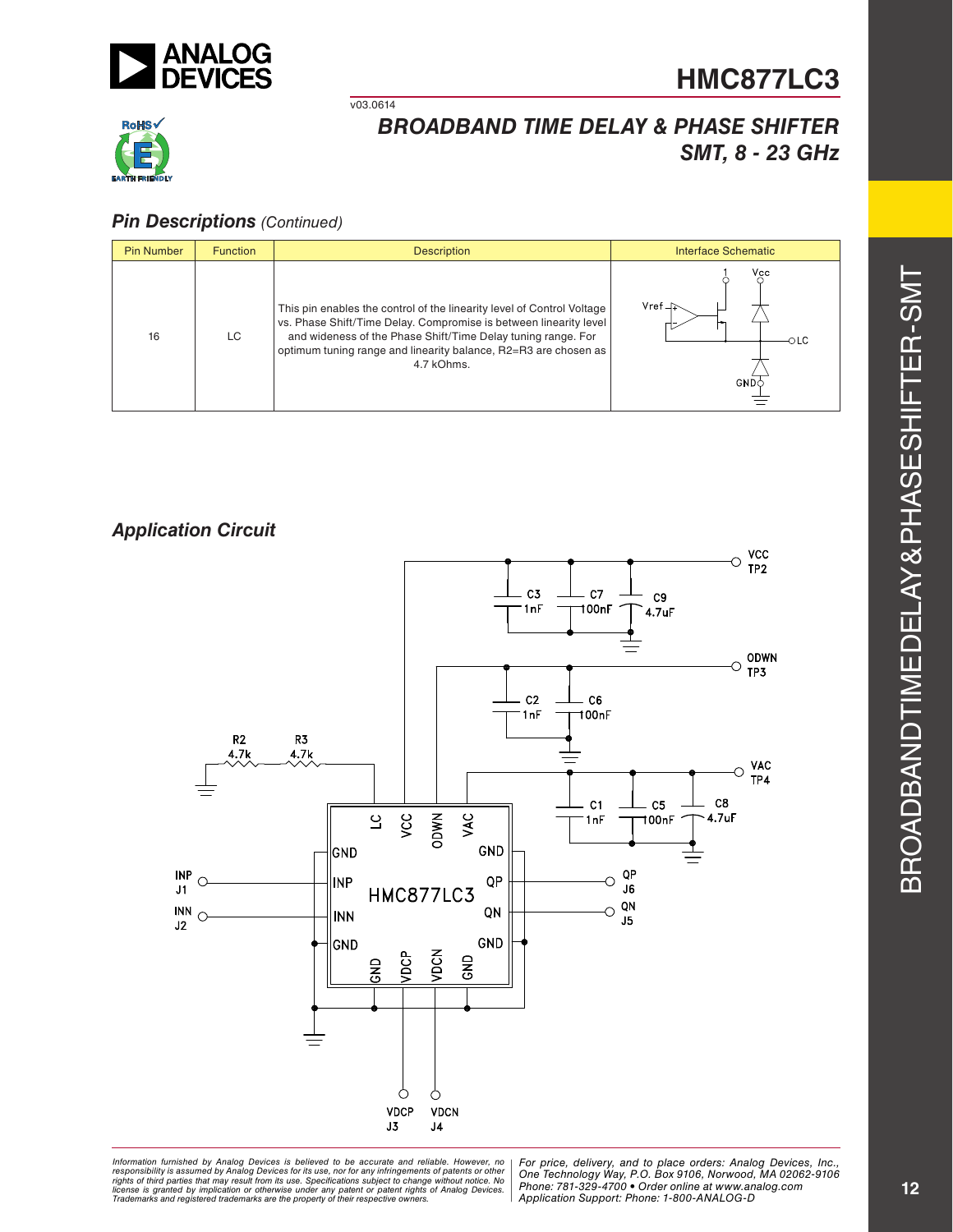## Pin Descriptions *(Continued)*

| Pin Number | Function | Description | Interface Schematic |
|---|---|---|---|
| 16 | LC | This pin enables the control of the linearity level of Control Voltage vs. Phase Shift/Time Delay. Compromise is between linearity level and wideness of the Phase Shift/Time Delay tuning range. For optimum tuning range and linearity balance, R2=R3 are chosen as 4.7 kOhms. | |

## Application Circuit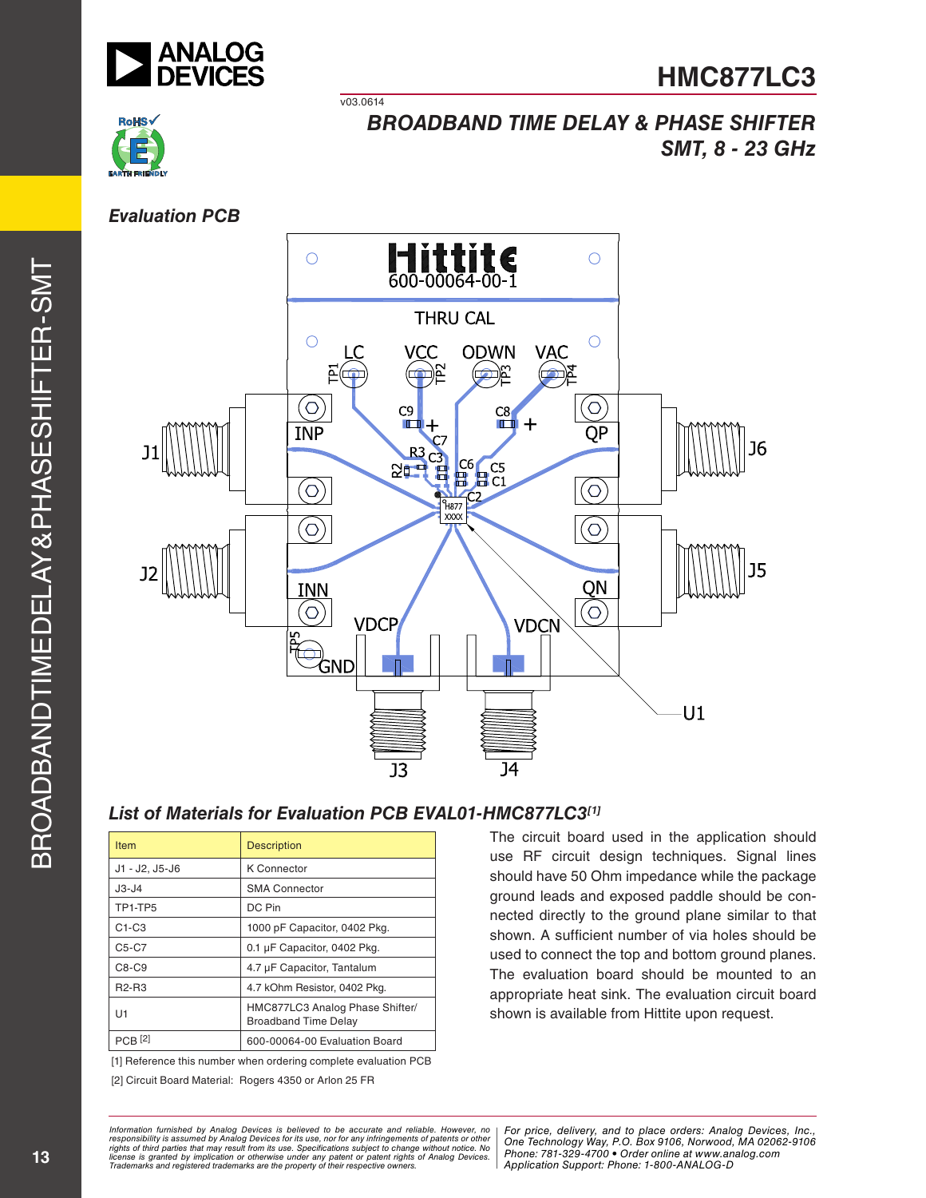## Evaluation PCB

## List of Materials for Evaluation PCB EVAL01-HMC877LC3 [1]

| Item | Description |
|---|---|
| J1 - J2, J5-J6 | K Connector |
| J3-J4 | SMA Connector |
| TP1-TP5 | DC Pin |
| C1-C3 | 1000 pF Capacitor, 0402 Pkg. |
| C5-C7 | 0.1 µF Capacitor, 0402 Pkg. |
| C8-C9 | 4.7 µF Capacitor, Tantalum |
| R2-R3 | 4.7 kOhm Resistor, 0402 Pkg. |
| U1 | HMC877LC3 Analog Phase Shifter/ Broadband Time Delay |
| PCB [2] | 600-00064-00 Evaluation Board |

[1] Reference this number when ordering complete evaluation PCB

[2] Circuit Board Material: Rogers 4350 or Arlon 25 FR

The circuit board used in the application should use RF circuit design techniques. Signal lines should have 50 Ohm impedance while the package ground leads and exposed paddle should be connected directly to the ground plane similar to that shown. A sufficient number of via holes should be used to connect the top and bottom ground planes. The evaluation board should be mounted to an appropriate heat sink. The evaluation circuit board shown is available from Hittite upon request.